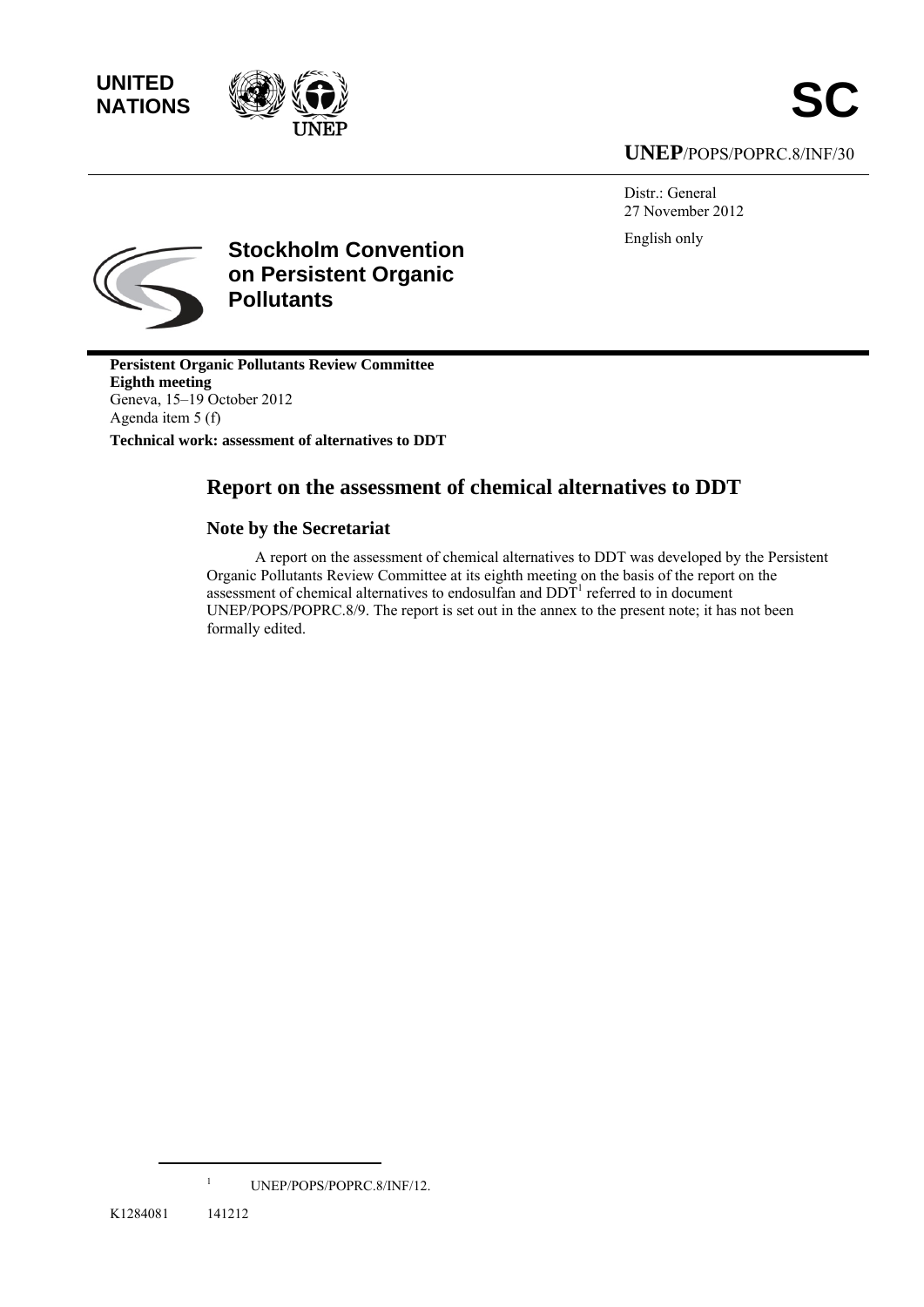UNITED NATIONS

# SC

**UNEP**/POPS/POPRC.8/INF/30

Distr.: General
27 November 2012

English only

**Stockholm Convention on Persistent Organic Pollutants**

**Persistent Organic Pollutants Review Committee**
**Eighth meeting**
Geneva, 15–19 October 2012
Agenda item 5 (f)

**Technical work: assessment of alternatives to DDT**

# Report on the assessment of chemical alternatives to DDT

## Note by the Secretariat

A report on the assessment of chemical alternatives to DDT was developed by the Persistent Organic Pollutants Review Committee at its eighth meeting on the basis of the report on the assessment of chemical alternatives to endosulfan and DDT[1] referred to in document UNEP/POPS/POPRC.8/9. The report is set out in the annex to the present note; it has not been formally edited.

[1] UNEP/POPS/POPRC.8/INF/12.

K1284081 141212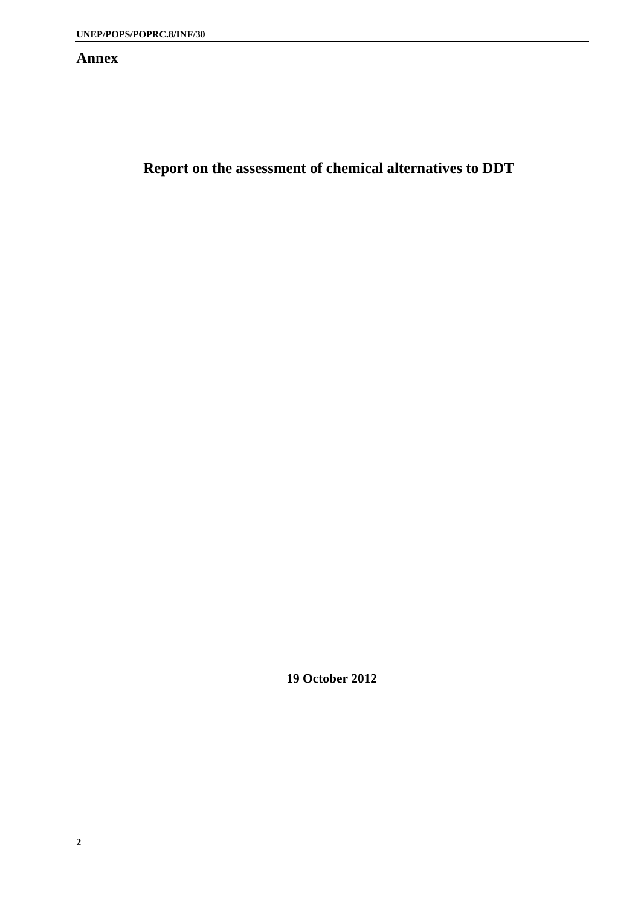# Annex

## Report on the assessment of chemical alternatives to DDT

**19 October 2012**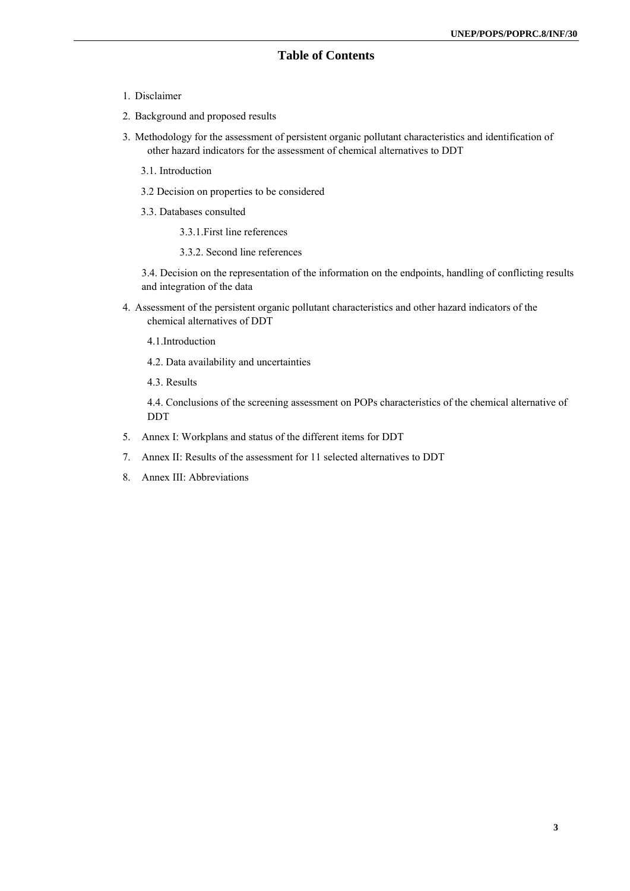# Table of Contents

1. Disclaimer
2. Background and proposed results
3. Methodology for the assessment of persistent organic pollutant characteristics and identification of other hazard indicators for the assessment of chemical alternatives to DDT
   - 3.1. Introduction
   - 3.2 Decision on properties to be considered
   - 3.3. Databases consulted
     - 3.3.1.First line references
     - 3.3.2. Second line references
   - 3.4. Decision on the representation of the information on the endpoints, handling of conflicting results and integration of the data
4. Assessment of the persistent organic pollutant characteristics and other hazard indicators of the chemical alternatives of DDT
   - 4.1.Introduction
   - 4.2. Data availability and uncertainties
   - 4.3. Results
   - 4.4. Conclusions of the screening assessment on POPs characteristics of the chemical alternative of DDT

5. Annex I: Workplans and status of the different items for DDT

7. Annex II: Results of the assessment for 11 selected alternatives to DDT

8. Annex III: Abbreviations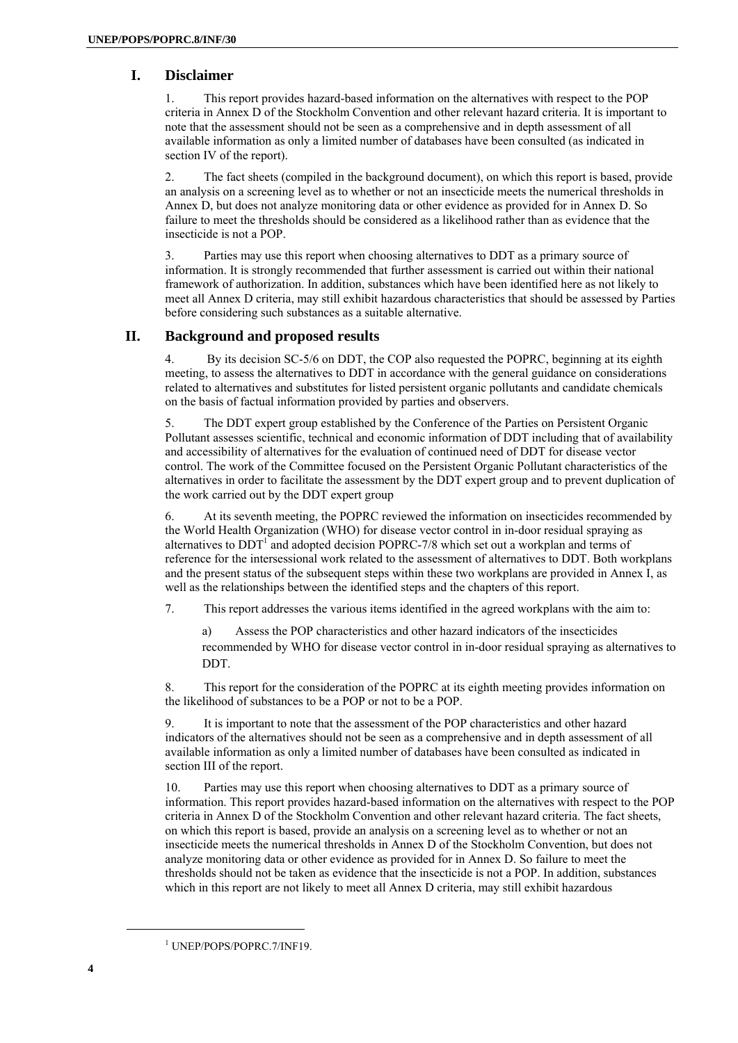## I. Disclaimer

1. This report provides hazard-based information on the alternatives with respect to the POP criteria in Annex D of the Stockholm Convention and other relevant hazard criteria. It is important to note that the assessment should not be seen as a comprehensive and in depth assessment of all available information as only a limited number of databases have been consulted (as indicated in section IV of the report).

2. The fact sheets (compiled in the background document), on which this report is based, provide an analysis on a screening level as to whether or not an insecticide meets the numerical thresholds in Annex D, but does not analyze monitoring data or other evidence as provided for in Annex D. So failure to meet the thresholds should be considered as a likelihood rather than as evidence that the insecticide is not a POP.

3. Parties may use this report when choosing alternatives to DDT as a primary source of information. It is strongly recommended that further assessment is carried out within their national framework of authorization. In addition, substances which have been identified here as not likely to meet all Annex D criteria, may still exhibit hazardous characteristics that should be assessed by Parties before considering such substances as a suitable alternative.

## II. Background and proposed results

4. By its decision SC-5/6 on DDT, the COP also requested the POPRC, beginning at its eighth meeting, to assess the alternatives to DDT in accordance with the general guidance on considerations related to alternatives and substitutes for listed persistent organic pollutants and candidate chemicals on the basis of factual information provided by parties and observers.

5. The DDT expert group established by the Conference of the Parties on Persistent Organic Pollutant assesses scientific, technical and economic information of DDT including that of availability and accessibility of alternatives for the evaluation of continued need of DDT for disease vector control. The work of the Committee focused on the Persistent Organic Pollutant characteristics of the alternatives in order to facilitate the assessment by the DDT expert group and to prevent duplication of the work carried out by the DDT expert group

6. At its seventh meeting, the POPRC reviewed the information on insecticides recommended by the World Health Organization (WHO) for disease vector control in in-door residual spraying as alternatives to DDT[1] and adopted decision POPRC-7/8 which set out a workplan and terms of reference for the intersessional work related to the assessment of alternatives to DDT. Both workplans and the present status of the subsequent steps within these two workplans are provided in Annex I, as well as the relationships between the identified steps and the chapters of this report.

7. This report addresses the various items identified in the agreed workplans with the aim to:

a) Assess the POP characteristics and other hazard indicators of the insecticides recommended by WHO for disease vector control in in-door residual spraying as alternatives to DDT.

8. This report for the consideration of the POPRC at its eighth meeting provides information on the likelihood of substances to be a POP or not to be a POP.

9. It is important to note that the assessment of the POP characteristics and other hazard indicators of the alternatives should not be seen as a comprehensive and in depth assessment of all available information as only a limited number of databases have been consulted as indicated in section III of the report.

10. Parties may use this report when choosing alternatives to DDT as a primary source of information. This report provides hazard-based information on the alternatives with respect to the POP criteria in Annex D of the Stockholm Convention and other relevant hazard criteria. The fact sheets, on which this report is based, provide an analysis on a screening level as to whether or not an insecticide meets the numerical thresholds in Annex D of the Stockholm Convention, but does not analyze monitoring data or other evidence as provided for in Annex D. So failure to meet the thresholds should not be taken as evidence that the insecticide is not a POP. In addition, substances which in this report are not likely to meet all Annex D criteria, may still exhibit hazardous

[1] UNEP/POPS/POPRC.7/INF19.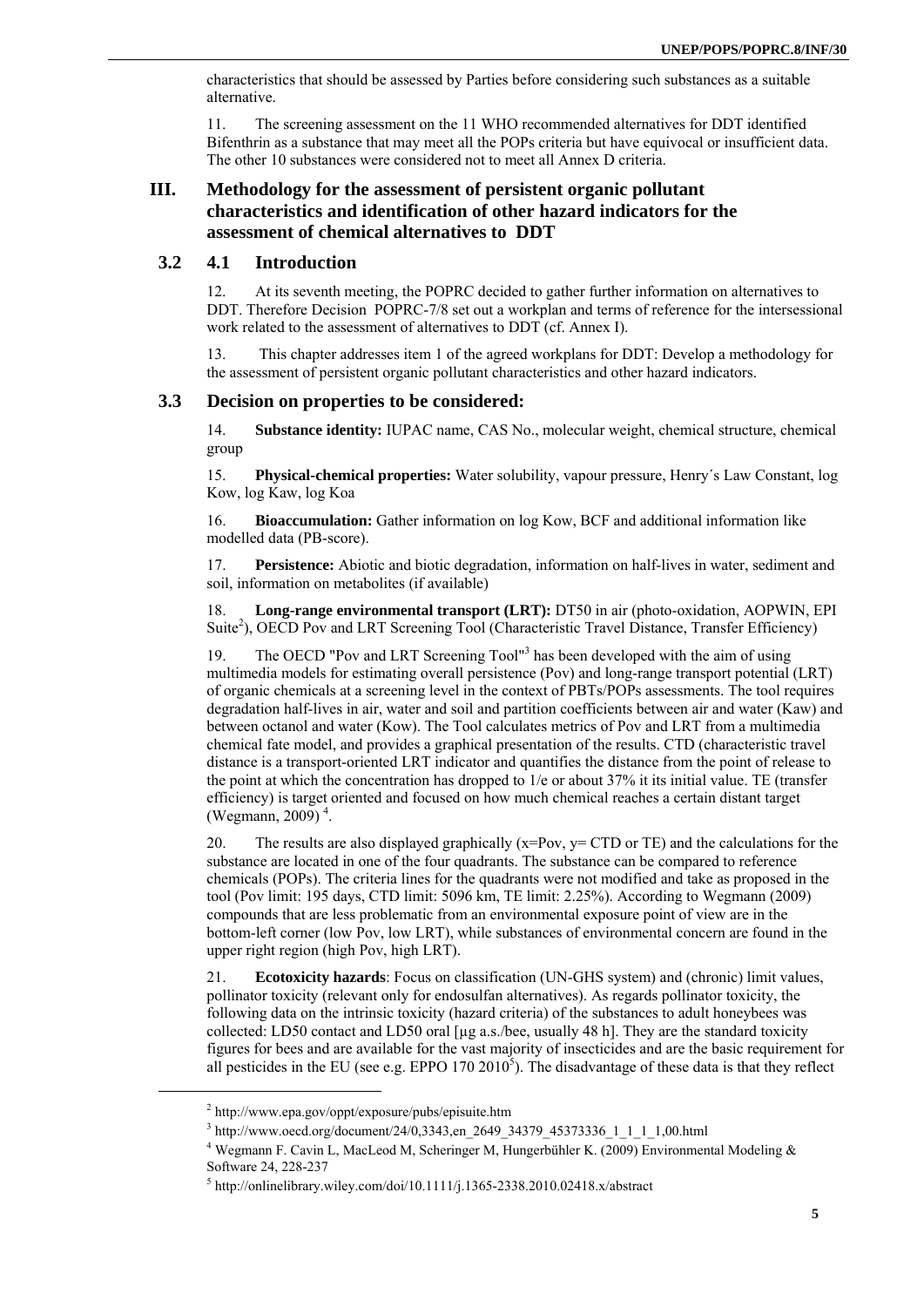characteristics that should be assessed by Parties before considering such substances as a suitable alternative.

11. The screening assessment on the 11 WHO recommended alternatives for DDT identified Bifenthrin as a substance that may meet all the POPs criteria but have equivocal or insufficient data. The other 10 substances were considered not to meet all Annex D criteria.

## III. Methodology for the assessment of persistent organic pollutant characteristics and identification of other hazard indicators for the assessment of chemical alternatives to DDT

### 3.2 4.1 Introduction

12. At its seventh meeting, the POPRC decided to gather further information on alternatives to DDT. Therefore Decision POPRC-7/8 set out a workplan and terms of reference for the intersessional work related to the assessment of alternatives to DDT (cf. Annex I).

13. This chapter addresses item 1 of the agreed workplans for DDT: Develop a methodology for the assessment of persistent organic pollutant characteristics and other hazard indicators.

### 3.3 Decision on properties to be considered:

14. **Substance identity:** IUPAC name, CAS No., molecular weight, chemical structure, chemical group

15. **Physical-chemical properties:** Water solubility, vapour pressure, Henry´s Law Constant, log Kow, log Kaw, log Koa

16. **Bioaccumulation:** Gather information on log Kow, BCF and additional information like modelled data (PB-score).

17. **Persistence:** Abiotic and biotic degradation, information on half-lives in water, sediment and soil, information on metabolites (if available)

18. **Long-range environmental transport (LRT):** DT50 in air (photo-oxidation, AOPWIN, EPI Suite[2]), OECD Pov and LRT Screening Tool (Characteristic Travel Distance, Transfer Efficiency)

19. The OECD "Pov and LRT Screening Tool"[3] has been developed with the aim of using multimedia models for estimating overall persistence (Pov) and long-range transport potential (LRT) of organic chemicals at a screening level in the context of PBTs/POPs assessments. The tool requires degradation half-lives in air, water and soil and partition coefficients between air and water (Kaw) and between octanol and water (Kow). The Tool calculates metrics of Pov and LRT from a multimedia chemical fate model, and provides a graphical presentation of the results. CTD (characteristic travel distance is a transport-oriented LRT indicator and quantifies the distance from the point of release to the point at which the concentration has dropped to 1/e or about 37% it its initial value. TE (transfer efficiency) is target oriented and focused on how much chemical reaches a certain distant target (Wegmann, 2009) [4].

20. The results are also displayed graphically (x=Pov, y= CTD or TE) and the calculations for the substance are located in one of the four quadrants. The substance can be compared to reference chemicals (POPs). The criteria lines for the quadrants were not modified and take as proposed in the tool (Pov limit: 195 days, CTD limit: 5096 km, TE limit: 2.25%). According to Wegmann (2009) compounds that are less problematic from an environmental exposure point of view are in the bottom-left corner (low Pov, low LRT), while substances of environmental concern are found in the upper right region (high Pov, high LRT).

21. **Ecotoxicity hazards**: Focus on classification (UN-GHS system) and (chronic) limit values, pollinator toxicity (relevant only for endosulfan alternatives). As regards pollinator toxicity, the following data on the intrinsic toxicity (hazard criteria) of the substances to adult honeybees was collected: LD50 contact and LD50 oral [µg a.s./bee, usually 48 h]. They are the standard toxicity figures for bees and are available for the vast majority of insecticides and are the basic requirement for all pesticides in the EU (see e.g. EPPO 170 2010[5]). The disadvantage of these data is that they reflect

---

[2] http://www.epa.gov/oppt/exposure/pubs/episuite.htm

[3] http://www.oecd.org/document/24/0,3343,en_2649_34379_45373336_1_1_1_1,00.html

[4] Wegmann F. Cavin L, MacLeod M, Scheringer M, Hungerbühler K. (2009) Environmental Modeling & Software 24, 228-237

[5] http://onlinelibrary.wiley.com/doi/10.1111/j.1365-2338.2010.02418.x/abstract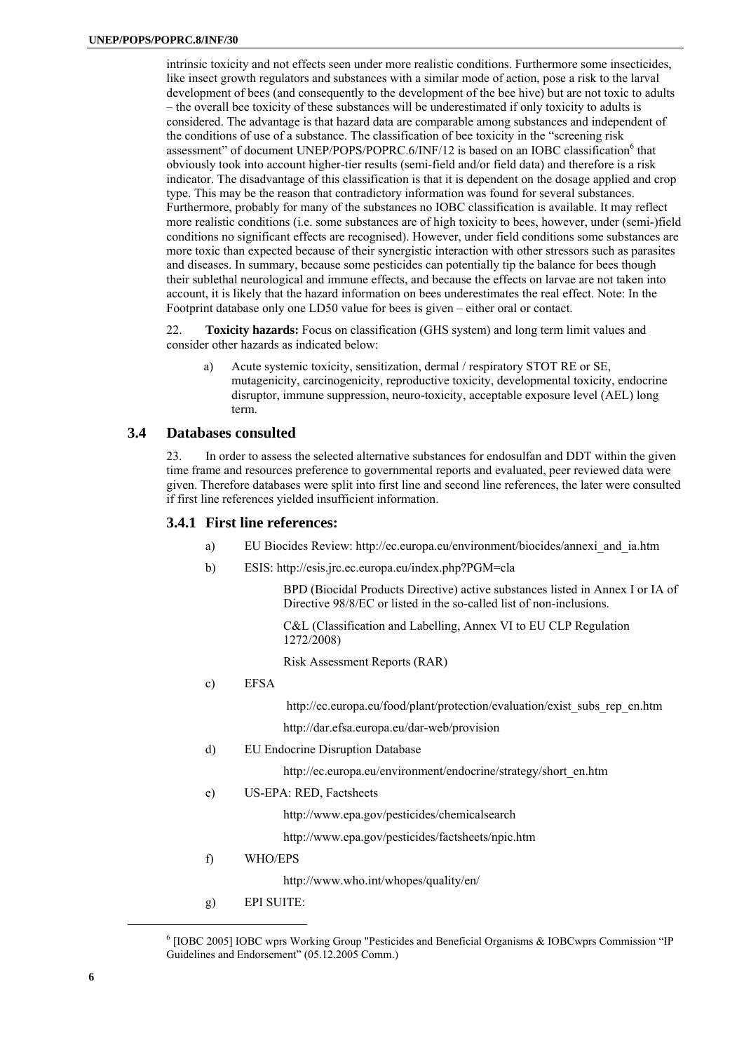intrinsic toxicity and not effects seen under more realistic conditions. Furthermore some insecticides, like insect growth regulators and substances with a similar mode of action, pose a risk to the larval development of bees (and consequently to the development of the bee hive) but are not toxic to adults – the overall bee toxicity of these substances will be underestimated if only toxicity to adults is considered. The advantage is that hazard data are comparable among substances and independent of the conditions of use of a substance. The classification of bee toxicity in the "screening risk assessment" of document UNEP/POPS/POPRC.6/INF/12 is based on an IOBC classification[6] that obviously took into account higher-tier results (semi-field and/or field data) and therefore is a risk indicator. The disadvantage of this classification is that it is dependent on the dosage applied and crop type. This may be the reason that contradictory information was found for several substances. Furthermore, probably for many of the substances no IOBC classification is available. It may reflect more realistic conditions (i.e. some substances are of high toxicity to bees, however, under (semi-)field conditions no significant effects are recognised). However, under field conditions some substances are more toxic than expected because of their synergistic interaction with other stressors such as parasites and diseases. In summary, because some pesticides can potentially tip the balance for bees though their sublethal neurological and immune effects, and because the effects on larvae are not taken into account, it is likely that the hazard information on bees underestimates the real effect. Note: In the Footprint database only one LD50 value for bees is given – either oral or contact.

22. **Toxicity hazards:** Focus on classification (GHS system) and long term limit values and consider other hazards as indicated below:

a) Acute systemic toxicity, sensitization, dermal / respiratory STOT RE or SE, mutagenicity, carcinogenicity, reproductive toxicity, developmental toxicity, endocrine disruptor, immune suppression, neuro-toxicity, acceptable exposure level (AEL) long term.

## 3.4 Databases consulted

23. In order to assess the selected alternative substances for endosulfan and DDT within the given time frame and resources preference to governmental reports and evaluated, peer reviewed data were given. Therefore databases were split into first line and second line references, the later were consulted if first line references yielded insufficient information.

### 3.4.1 First line references:

a) EU Biocides Review: http://ec.europa.eu/environment/biocides/annexi_and_ia.htm

b) ESIS: http://esis.jrc.ec.europa.eu/index.php?PGM=cla

BPD (Biocidal Products Directive) active substances listed in Annex I or IA of Directive 98/8/EC or listed in the so-called list of non-inclusions.

C&L (Classification and Labelling, Annex VI to EU CLP Regulation 1272/2008)

Risk Assessment Reports (RAR)

c) EFSA

http://ec.europa.eu/food/plant/protection/evaluation/exist_subs_rep_en.htm

http://dar.efsa.europa.eu/dar-web/provision

d) EU Endocrine Disruption Database

http://ec.europa.eu/environment/endocrine/strategy/short_en.htm

e) US-EPA: RED, Factsheets

http://www.epa.gov/pesticides/chemicalsearch

http://www.epa.gov/pesticides/factsheets/npic.htm

f) WHO/EPS

http://www.who.int/whopes/quality/en/

g) EPI SUITE:

[6] [IOBC 2005] IOBC wprs Working Group "Pesticides and Beneficial Organisms & IOBCwprs Commission "IP Guidelines and Endorsement" (05.12.2005 Comm.)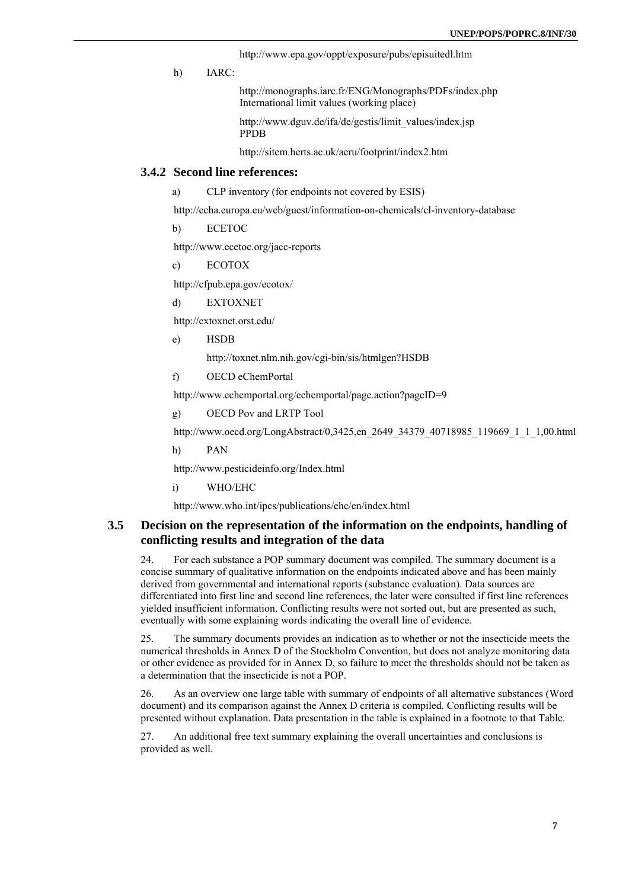http://www.epa.gov/oppt/exposure/pubs/episuitedl.htm

h) IARC:

http://monographs.iarc.fr/ENG/Monographs/PDFs/index.php
International limit values (working place)

http://www.dguv.de/ifa/de/gestis/limit_values/index.jsp
PPDB

http://sitem.herts.ac.uk/aeru/footprint/index2.htm

### 3.4.2 Second line references:

a) CLP inventory (for endpoints not covered by ESIS)

http://echa.europa.eu/web/guest/information-on-chemicals/cl-inventory-database

b) ECETOC

http://www.ecetoc.org/jacc-reports

c) ECOTOX

http://cfpub.epa.gov/ecotox/

d) EXTOXNET

http://extoxnet.orst.edu/

e) HSDB

http://toxnet.nlm.nih.gov/cgi-bin/sis/htmlgen?HSDB

f) OECD eChemPortal

http://www.echemportal.org/echemportal/page.action?pageID=9

g) OECD Pov and LRTP Tool

http://www.oecd.org/LongAbstract/0,3425,en_2649_34379_40718985_119669_1_1_1,00.html

h) PAN

http://www.pesticideinfo.org/Index.html

i) WHO/EHC

http://www.who.int/ipcs/publications/ehc/en/index.html

## 3.5 Decision on the representation of the information on the endpoints, handling of conflicting results and integration of the data

24. For each substance a POP summary document was compiled. The summary document is a concise summary of qualitative information on the endpoints indicated above and has been mainly derived from governmental and international reports (substance evaluation). Data sources are differentiated into first line and second line references, the later were consulted if first line references yielded insufficient information. Conflicting results were not sorted out, but are presented as such, eventually with some explaining words indicating the overall line of evidence.

25. The summary documents provides an indication as to whether or not the insecticide meets the numerical thresholds in Annex D of the Stockholm Convention, but does not analyze monitoring data or other evidence as provided for in Annex D, so failure to meet the thresholds should not be taken as a determination that the insecticide is not a POP.

26. As an overview one large table with summary of endpoints of all alternative substances (Word document) and its comparison against the Annex D criteria is compiled. Conflicting results will be presented without explanation. Data presentation in the table is explained in a footnote to that Table.

27. An additional free text summary explaining the overall uncertainties and conclusions is provided as well.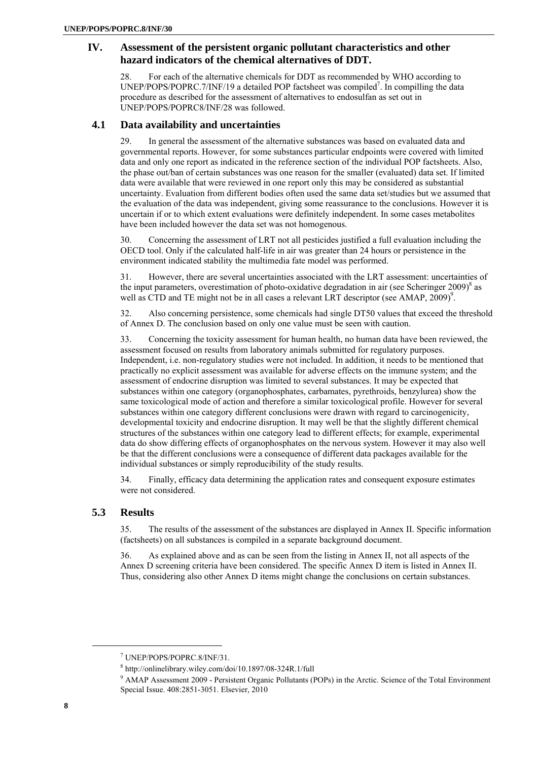## IV. Assessment of the persistent organic pollutant characteristics and other hazard indicators of the chemical alternatives of DDT.

28. For each of the alternative chemicals for DDT as recommended by WHO according to UNEP/POPS/POPRC.7/INF/19 a detailed POP factsheet was compiled[7]. In compilling the data procedure as described for the assessment of alternatives to endosulfan as set out in UNEP/POPS/POPRC8/INF/28 was followed.

### 4.1 Data availability and uncertainties

29. In general the assessment of the alternative substances was based on evaluated data and governmental reports. However, for some substances particular endpoints were covered with limited data and only one report as indicated in the reference section of the individual POP factsheets. Also, the phase out/ban of certain substances was one reason for the smaller (evaluated) data set. If limited data were available that were reviewed in one report only this may be considered as substantial uncertainty. Evaluation from different bodies often used the same data set/studies but we assumed that the evaluation of the data was independent, giving some reassurance to the conclusions. However it is uncertain if or to which extent evaluations were definitely independent. In some cases metabolites have been included however the data set was not homogenous.

30. Concerning the assessment of LRT not all pesticides justified a full evaluation including the OECD tool. Only if the calculated half-life in air was greater than 24 hours or persistence in the environment indicated stability the multimedia fate model was performed.

31. However, there are several uncertainties associated with the LRT assessment: uncertainties of the input parameters, overestimation of photo-oxidative degradation in air (see Scheringer 2009)[8] as well as CTD and TE might not be in all cases a relevant LRT descriptor (see AMAP, 2009)[9].

32. Also concerning persistence, some chemicals had single DT50 values that exceed the threshold of Annex D. The conclusion based on only one value must be seen with caution.

33. Concerning the toxicity assessment for human health, no human data have been reviewed, the assessment focused on results from laboratory animals submitted for regulatory purposes. Independent, i.e. non-regulatory studies were not included. In addition, it needs to be mentioned that practically no explicit assessment was available for adverse effects on the immune system; and the assessment of endocrine disruption was limited to several substances. It may be expected that substances within one category (organophosphates, carbamates, pyrethroids, benzylurea) show the same toxicological mode of action and therefore a similar toxicological profile. However for several substances within one category different conclusions were drawn with regard to carcinogenicity, developmental toxicity and endocrine disruption. It may well be that the slightly different chemical structures of the substances within one category lead to different effects; for example, experimental data do show differing effects of organophosphates on the nervous system. However it may also well be that the different conclusions were a consequence of different data packages available for the individual substances or simply reproducibility of the study results.

34. Finally, efficacy data determining the application rates and consequent exposure estimates were not considered.

### 5.3 Results

35. The results of the assessment of the substances are displayed in Annex II. Specific information (factsheets) on all substances is compiled in a separate background document.

36. As explained above and as can be seen from the listing in Annex II, not all aspects of the Annex D screening criteria have been considered. The specific Annex D item is listed in Annex II. Thus, considering also other Annex D items might change the conclusions on certain substances.

---

[7] UNEP/POPS/POPRC.8/INF/31.

[8] http://onlinelibrary.wiley.com/doi/10.1897/08-324R.1/full

[9] AMAP Assessment 2009 - Persistent Organic Pollutants (POPs) in the Arctic. Science of the Total Environment Special Issue. 408:2851-3051. Elsevier, 2010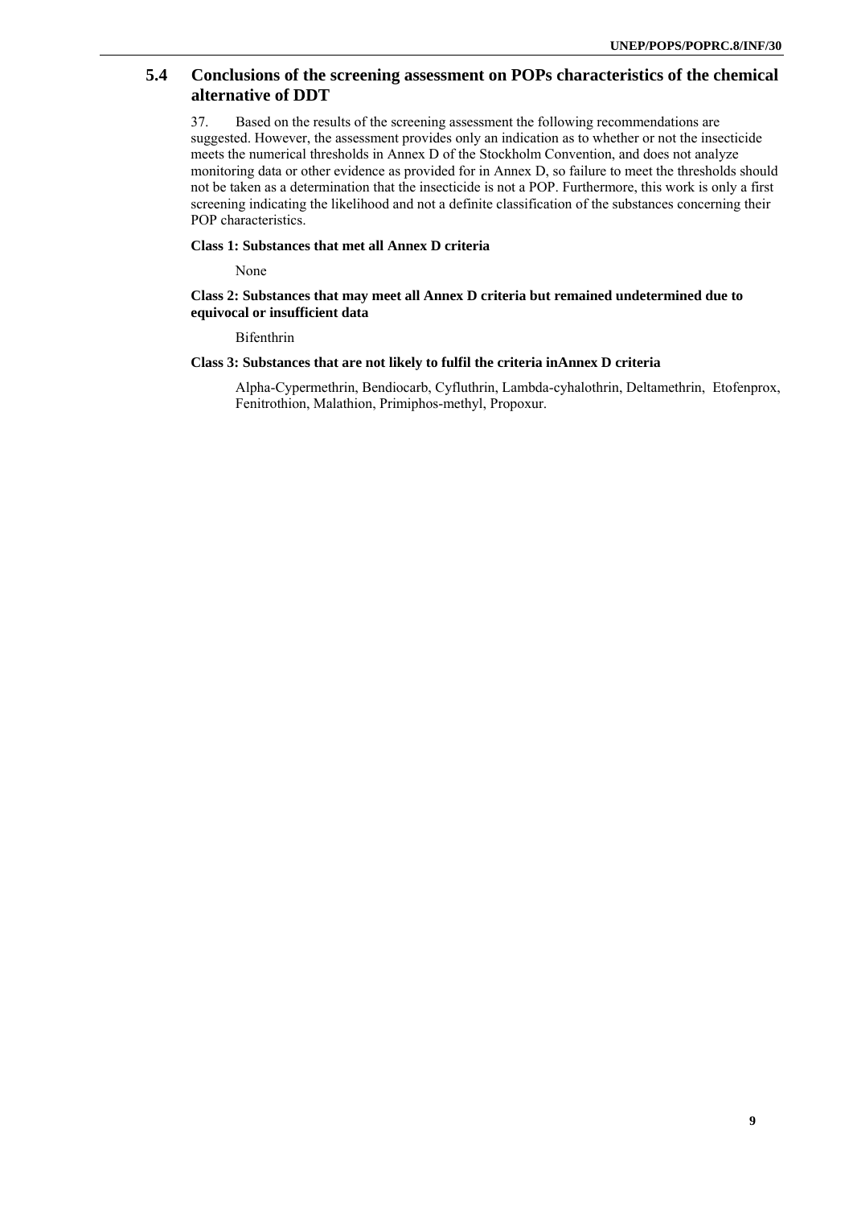## 5.4 Conclusions of the screening assessment on POPs characteristics of the chemical alternative of DDT

37. Based on the results of the screening assessment the following recommendations are suggested. However, the assessment provides only an indication as to whether or not the insecticide meets the numerical thresholds in Annex D of the Stockholm Convention, and does not analyze monitoring data or other evidence as provided for in Annex D, so failure to meet the thresholds should not be taken as a determination that the insecticide is not a POP. Furthermore, this work is only a first screening indicating the likelihood and not a definite classification of the substances concerning their POP characteristics.

**Class 1: Substances that met all Annex D criteria**

None

**Class 2: Substances that may meet all Annex D criteria but remained undetermined due to equivocal or insufficient data**

Bifenthrin

**Class 3: Substances that are not likely to fulfil the criteria inAnnex D criteria**

Alpha-Cypermethrin, Bendiocarb, Cyfluthrin, Lambda-cyhalothrin, Deltamethrin, Etofenprox, Fenitrothion, Malathion, Primiphos-methyl, Propoxur.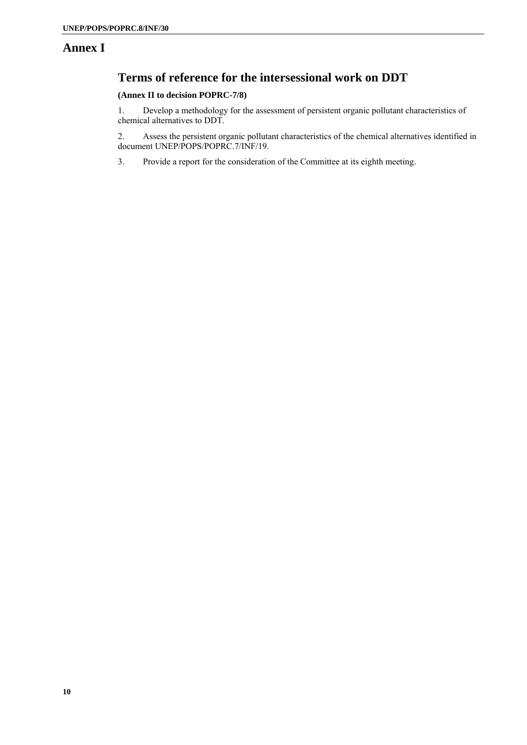# Annex I

## Terms of reference for the intersessional work on DDT

**(Annex II to decision POPRC-7/8)**

1. Develop a methodology for the assessment of persistent organic pollutant characteristics of chemical alternatives to DDT.

2. Assess the persistent organic pollutant characteristics of the chemical alternatives identified in document UNEP/POPS/POPRC.7/INF/19.

3. Provide a report for the consideration of the Committee at its eighth meeting.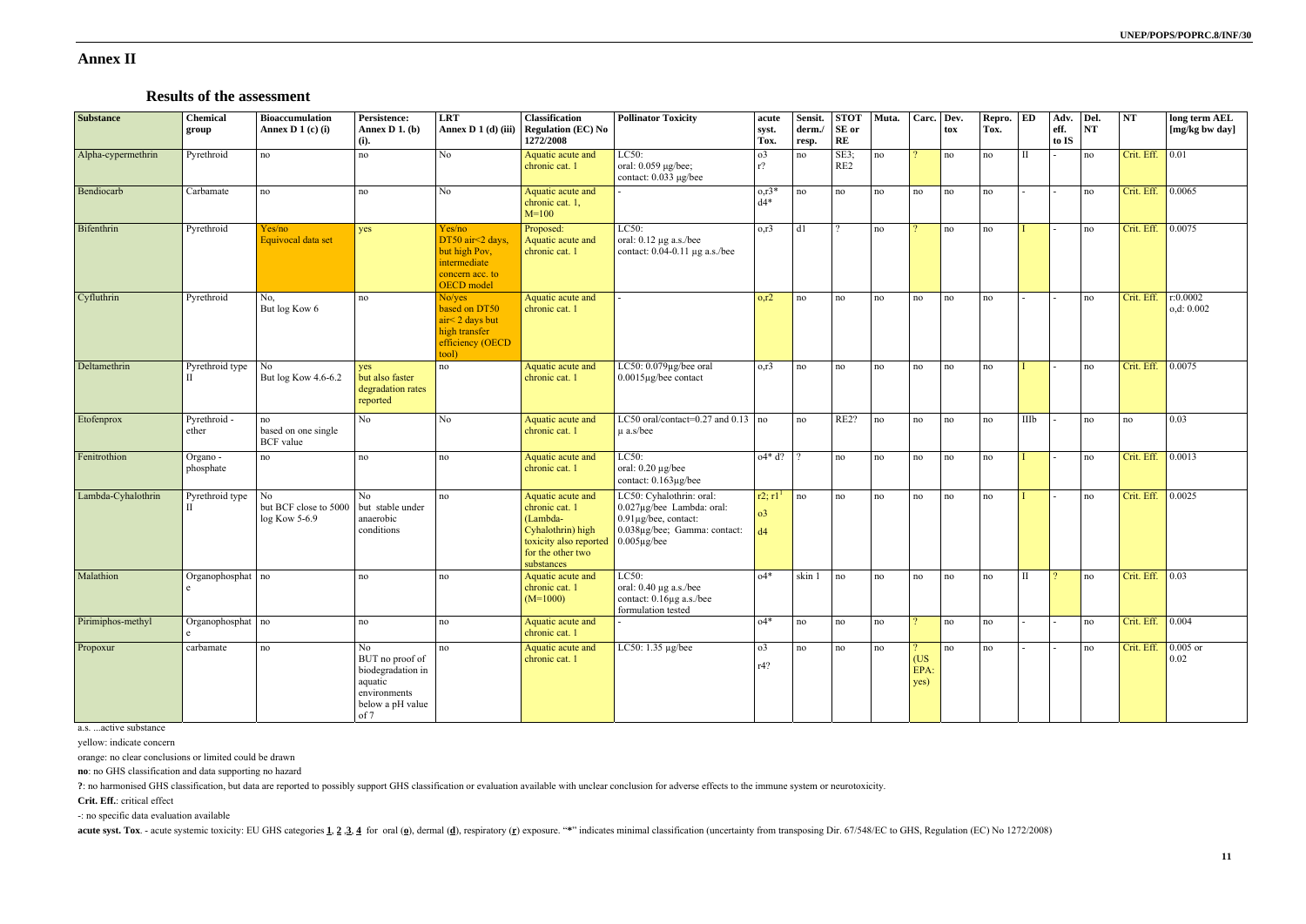## Annex II

### Results of the assessment

| Substance | Chemical group | Bioaccumulation Annex D 1 (c) (i) | Persistence: Annex D 1. (b) (i). | LRT Annex D 1 (d) (iii) | Classification Regulation (EC) No 1272/2008 | Pollinator Toxicity | acute syst. Tox. | Sensit. derm./ resp. | STOT SE or RE | Muta. | Carc. | Dev. tox | Repro. Tox. | ED | Adv. eff. to IS | Del. NT | NT | long term AEL [mg/kg bw day] |
|---|---|---|---|---|---|---|---|---|---|---|---|---|---|---|---|---|---|---|
| Alpha-cypermethrin | Pyrethroid | no | no | No | Aquatic acute and chronic cat. 1 | LC50: oral: 0.059 µg/bee; contact: 0.033 µg/bee | o3 r? | no | SE3; RE2 | no | ? | no | no | II | - | no | Crit. Eff. | 0.01 |
| Bendiocarb | Carbamate | no | no | No | Aquatic acute and chronic cat. 1, M=100 | - | o,r3* d4* | no | no | no | no | no | no | - | - | no | Crit. Eff. | 0.0065 |
| Bifenthrin | Pyrethroid | Yes/no Equivocal data set | yes | Yes/no DT50 air<2 days, but high Pov, intermediate concern acc. to OECD model | Proposed: Aquatic acute and chronic cat. 1 | LC50: oral: 0.12 µg a.s./bee contact: 0.04-0.11 µg a.s./bee | o,r3 | d1 | ? | no | ? | no | no | I | - | no | Crit. Eff. | 0.0075 |
| Cyfluthrin | Pyrethroid | No, But log Kow 6 | no | No/yes based on DT50 air< 2 days but high transfer efficiency (OECD tool) | Aquatic acute and chronic cat. 1 | - | o,r2 | no | no | no | no | no | no | - | - | no | Crit. Eff. | r:0.0002 o,d: 0.002 |
| Deltamethrin | Pyrethroid type II | No But log Kow 4.6-6.2 | yes but also faster degradation rates reported | no | Aquatic acute and chronic cat. 1 | LC50: 0.079µg/bee oral 0.0015µg/bee contact | o,r3 | no | no | no | no | no | no | I | - | no | Crit. Eff. | 0.0075 |
| Etofenprox | Pyrethroid - ether | no based on one single BCF value | No | No | Aquatic acute and chronic cat. 1 | LC50 oral/contact=0.27 and 0.13 µ a.s/bee | no | no | RE2? | no | no | no | no | IIIb | - | no | no | 0.03 |
| Fenitrothion | Organo - phosphate | no | no | no | Aquatic acute and chronic cat. 1 | LC50: oral: 0.20 µg/bee contact: 0.163µg/bee | o4* d? | ? | no | no | no | no | no | I | - | no | Crit. Eff. | 0.0013 |
| Lambda-Cyhalothrin | Pyrethroid type II | No but BCF close to 5000 log Kow 5-6.9 | No but stable under anaerobic conditions | no | Aquatic acute and chronic cat. 1 (Lambda-Cyhalothrin) high toxicity also reported for the other two substances | LC50: Cyhalothrin: oral: 0.027µg/bee Lambda: oral: 0.91µg/bee, contact: 0.038µg/bee; Gamma: contact: 0.005µg/bee | r2; r1[1] o3 d4 | no | no | no | no | no | no | I | - | no | Crit. Eff. | 0.0025 |
| Malathion | Organophosphate | no | no | no | Aquatic acute and chronic cat. 1 (M=1000) | LC50: oral: 0.40 µg a.s./bee contact: 0.16µg a.s./bee formulation tested | o4* | skin 1 | no | no | no | no | no | II | ? | no | Crit. Eff. | 0.03 |
| Pirimiphos-methyl | Organophosphate | no | no | no | Aquatic acute and chronic cat. 1 | - | o4* | no | no | no | ? | no | no | - | - | no | Crit. Eff. | 0.004 |
| Propoxur | carbamate | no | No BUT no proof of biodegradation in aquatic environments below a pH value of 7 | no | Aquatic acute and chronic cat. 1 | LC50: 1.35 µg/bee | o3 r4? | no | no | no | ? (US EPA: yes) | no | no | - | - | no | Crit. Eff. | 0.005 or 0.02 |

a.s. ...active substance

yellow: indicate concern

orange: no clear conclusions or limited could be drawn

**no**: no GHS classification and data supporting no hazard

**?**: no harmonised GHS classification, but data are reported to possibly support GHS classification or evaluation available with unclear conclusion for adverse effects to the immune system or neurotoxicity.

**Crit. Eff.**: critical effect

-: no specific data evaluation available

**acute syst. Tox**. - acute systemic toxicity: EU GHS categories **1**, **2**, **3**, **4** for oral (**o**), dermal (**d**), respiratory (**r**) exposure. "*" indicates minimal classification (uncertainty from transposing Dir. 67/548/EC to GHS, Regulation (EC) No 1272/2008)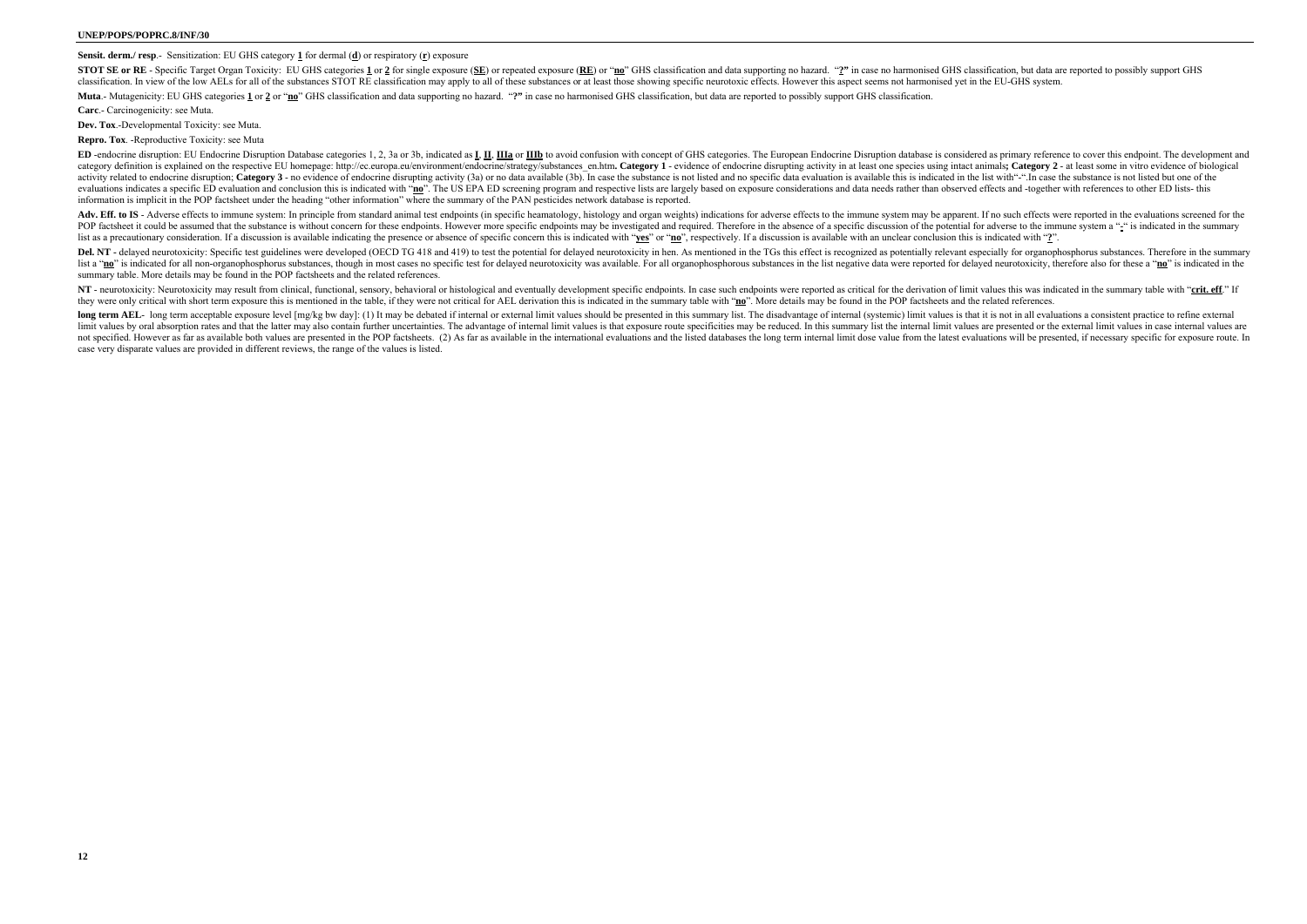**Sensit. derm./ resp**.- Sensitization: EU GHS category **1** for dermal (**d**) or respiratory (**r**) exposure

**STOT SE or RE** - Specific Target Organ Toxicity: EU GHS categories **1** or **2** for single exposure (**SE**) or repeated exposure (**RE**) or "**no**" GHS classification and data supporting no hazard. "**?**" in case no harmonised GHS classification, but data are reported to possibly support GHS classification. In view of the low AELs for all of the substances STOT RE classification may apply to all of these substances or at least those showing specific neurotoxic effects. However this aspect seems not harmonised yet in the EU-GHS system.

**Muta**.- Mutagenicity: EU GHS categories **1** or **2** or "**no**" GHS classification and data supporting no hazard. "**?**" in case no harmonised GHS classification, but data are reported to possibly support GHS classification.

**Carc**.- Carcinogenicity: see Muta.

**Dev. Tox**.-Developmental Toxicity: see Muta.

**Repro. Tox**. -Reproductive Toxicity: see Muta

**ED** -endocrine disruption: EU Endocrine Disruption Database categories 1, 2, 3a or 3b, indicated as **I**, **II**, **IIIa** or **IIIb** to avoid confusion with concept of GHS categories. The European Endocrine Disruption database is considered as primary reference to cover this endpoint. The development and category definition is explained on the respective EU homepage: http://ec.europa.eu/environment/endocrine/strategy/substances_en.htm**. Category 1** - evidence of endocrine disrupting activity in at least one species using intact animals**; Category 2** - at least some in vitro evidence of biological activity related to endocrine disruption; **Category 3** - no evidence of endocrine disrupting activity (3a) or no data available (3b). In case the substance is not listed and no specific data evaluation is available this is indicated in the list with"-".In case the substance is not listed but one of the evaluations indicates a specific ED evaluation and conclusion this is indicated with "**no**". The US EPA ED screening program and respective lists are largely based on exposure considerations and data needs rather than observed effects and -together with references to other ED lists- this information is implicit in the POP factsheet under the heading "other information" where the summary of the PAN pesticides network database is reported.

**Adv. Eff. to IS** - Adverse effects to immune system: In principle from standard animal test endpoints (in specific heamatology, histology and organ weights) indications for adverse effects to the immune system may be apparent. If no such effects were reported in the evaluations screened for the POP factsheet it could be assumed that the substance is without concern for these endpoints. However more specific endpoints may be investigated and required. Therefore in the absence of a specific discussion of the potential for adverse to the immune system a "**-**" is indicated in the summary list as a precautionary consideration. If a discussion is available indicating the presence or absence of specific concern this is indicated with "**yes**" or "**no**", respectively. If a discussion is available with an unclear conclusion this is indicated with "**?**".

**Del. NT** - delayed neurotoxicity: Specific test guidelines were developed (OECD TG 418 and 419) to test the potential for delayed neurotoxicity in hen. As mentioned in the TGs this effect is recognized as potentially relevant especially for organophosphorus substances. Therefore in the summary list a "**no**" is indicated for all non-organophosphorus substances, though in most cases no specific test for delayed neurotoxicity was available. For all organophosphorous substances in the list negative data were reported for delayed neurotoxicity, therefore also for these a "**no**" is indicated in the summary table. More details may be found in the POP factsheets and the related references.

**NT** - neurotoxicity: Neurotoxicity may result from clinical, functional, sensory, behavioral or histological and eventually development specific endpoints. In case such endpoints were reported as critical for the derivation of limit values this was indicated in the summary table with "**crit. eff**." If they were only critical with short term exposure this is mentioned in the table, if they were not critical for AEL derivation this is indicated in the summary table with "**no**". More details may be found in the POP factsheets and the related references.

**long term AEL**- long term acceptable exposure level [mg/kg bw day]: (1) It may be debated if internal or external limit values should be presented in this summary list. The disadvantage of internal (systemic) limit values is that it is not in all evaluations a consistent practice to refine external limit values by oral absorption rates and that the latter may also contain further uncertainties. The advantage of internal limit values is that exposure route specificities may be reduced. In this summary list the internal limit values are presented or the external limit values in case internal values are not specified. However as far as available both values are presented in the POP factsheets. (2) As far as available in the international evaluations and the listed databases the long term internal limit dose value from the latest evaluations will be presented, if necessary specific for exposure route. In case very disparate values are provided in different reviews, the range of the values is listed.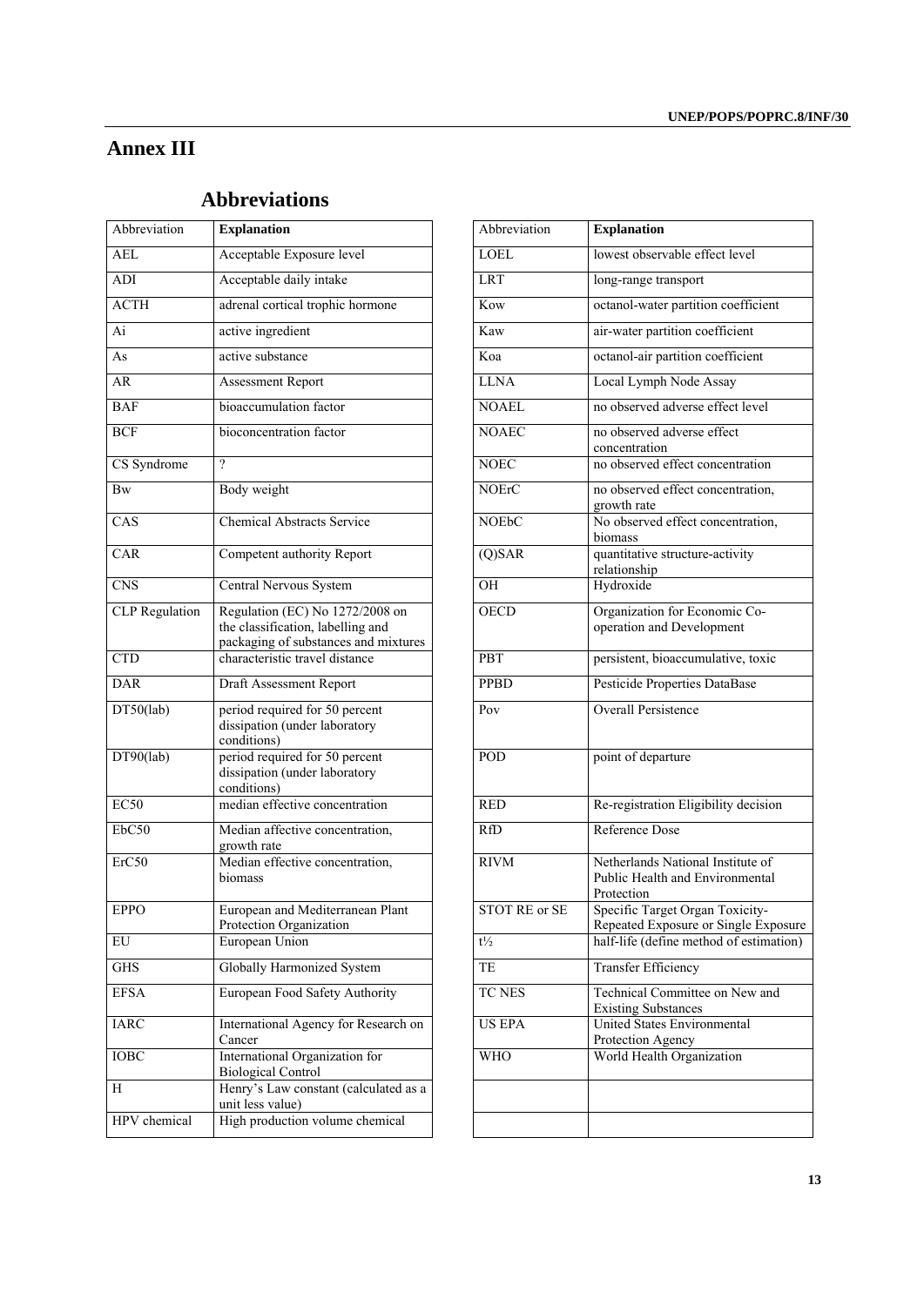# Annex III

## Abbreviations

| Abbreviation | **Explanation** |
|---|---|
| AEL | Acceptable Exposure level |
| ADI | Acceptable daily intake |
| ACTH | adrenal cortical trophic hormone |
| Ai | active ingredient |
| As | active substance |
| AR | Assessment Report |
| BAF | bioaccumulation factor |
| BCF | bioconcentration factor |
| CS Syndrome | ? |
| Bw | Body weight |
| CAS | Chemical Abstracts Service |
| CAR | Competent authority Report |
| CNS | Central Nervous System |
| CLP Regulation | Regulation (EC) No 1272/2008 on the classification, labelling and packaging of substances and mixtures |
| CTD | characteristic travel distance |
| DAR | Draft Assessment Report |
| DT50(lab) | period required for 50 percent dissipation (under laboratory conditions) |
| DT90(lab) | period required for 50 percent dissipation (under laboratory conditions) |
| EC50 | median effective concentration |
| EbC50 | Median affective concentration, growth rate |
| ErC50 | Median effective concentration, biomass |
| EPPO | European and Mediterranean Plant Protection Organization |
| EU | European Union |
| GHS | Globally Harmonized System |
| EFSA | European Food Safety Authority |
| IARC | International Agency for Research on Cancer |
| IOBC | International Organization for Biological Control |
| H | Henry's Law constant (calculated as a unit less value) |
| HPV chemical | High production volume chemical |
| LOEL | lowest observable effect level |
| LRT | long-range transport |
| Kow | octanol-water partition coefficient |
| Kaw | air-water partition coefficient |
| Koa | octanol-air partition coefficient |
| LLNA | Local Lymph Node Assay |
| NOAEL | no observed adverse effect level |
| NOAEC | no observed adverse effect concentration |
| NOEC | no observed effect concentration |
| NOErC | no observed effect concentration, growth rate |
| NOEbC | No observed effect concentration, biomass |
| (Q)SAR | quantitative structure-activity relationship |
| OH | Hydroxide |
| OECD | Organization for Economic Co-operation and Development |
| PBT | persistent, bioaccumulative, toxic |
| PPBD | Pesticide Properties DataBase |
| Pov | Overall Persistence |
| POD | point of departure |
| RED | Re-registration Eligibility decision |
| RfD | Reference Dose |
| RIVM | Netherlands National Institute of Public Health and Environmental Protection |
| STOT RE or SE | Specific Target Organ Toxicity-Repeated Exposure or Single Exposure |
| t½ | half-life (define method of estimation) |
| TE | Transfer Efficiency |
| TC NES | Technical Committee on New and Existing Substances |
| US EPA | United States Environmental Protection Agency |
| WHO | World Health Organization |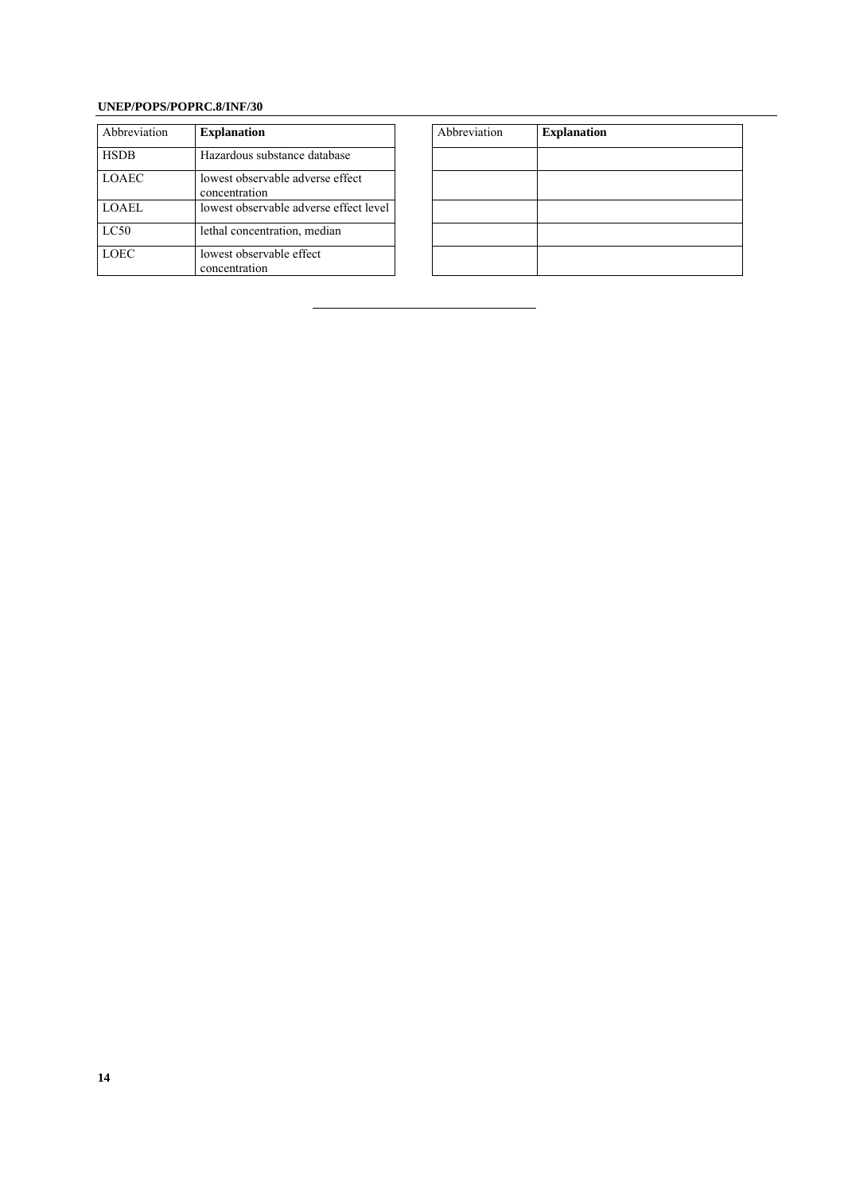| Abbreviation | **Explanation** | Abbreviation | **Explanation** |
|---|---|---|---|
| HSDB | Hazardous substance database | | |
| LOAEC | lowest observable adverse effect concentration | | |
| LOAEL | lowest observable adverse effect level | | |
| LC50 | lethal concentration, median | | |
| LOEC | lowest observable effect concentration | | |